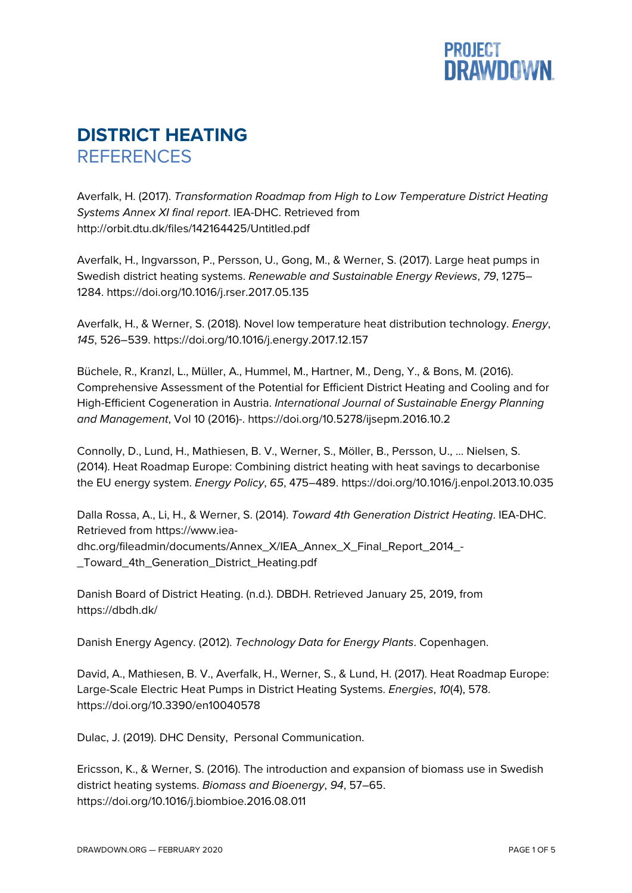# DISTRICT HEATING
## REFERENCES

Averfalk, H. (2017). *Transformation Roadmap from High to Low Temperature District Heating Systems Annex XI final report*. IEA-DHC. Retrieved from http://orbit.dtu.dk/files/142164425/Untitled.pdf

Averfalk, H., Ingvarsson, P., Persson, U., Gong, M., & Werner, S. (2017). Large heat pumps in Swedish district heating systems. *Renewable and Sustainable Energy Reviews*, *79*, 1275–1284. https://doi.org/10.1016/j.rser.2017.05.135

Averfalk, H., & Werner, S. (2018). Novel low temperature heat distribution technology. *Energy*, *145*, 526–539. https://doi.org/10.1016/j.energy.2017.12.157

Büchele, R., Kranzl, L., Müller, A., Hummel, M., Hartner, M., Deng, Y., & Bons, M. (2016). Comprehensive Assessment of the Potential for Efficient District Heating and Cooling and for High-Efficient Cogeneration in Austria. *International Journal of Sustainable Energy Planning and Management*, Vol 10 (2016)-. https://doi.org/10.5278/ijsepm.2016.10.2

Connolly, D., Lund, H., Mathiesen, B. V., Werner, S., Möller, B., Persson, U., … Nielsen, S. (2014). Heat Roadmap Europe: Combining district heating with heat savings to decarbonise the EU energy system. *Energy Policy*, *65*, 475–489. https://doi.org/10.1016/j.enpol.2013.10.035

Dalla Rossa, A., Li, H., & Werner, S. (2014). *Toward 4th Generation District Heating*. IEA-DHC. Retrieved from https://www.iea-dhc.org/fileadmin/documents/Annex_X/IEA_Annex_X_Final_Report_2014_-_Toward_4th_Generation_District_Heating.pdf

Danish Board of District Heating. (n.d.). DBDH. Retrieved January 25, 2019, from https://dbdh.dk/

Danish Energy Agency. (2012). *Technology Data for Energy Plants*. Copenhagen.

David, A., Mathiesen, B. V., Averfalk, H., Werner, S., & Lund, H. (2017). Heat Roadmap Europe: Large-Scale Electric Heat Pumps in District Heating Systems. *Energies*, *10*(4), 578. https://doi.org/10.3390/en10040578

Dulac, J. (2019). DHC Density, Personal Communication.

Ericsson, K., & Werner, S. (2016). The introduction and expansion of biomass use in Swedish district heating systems. *Biomass and Bioenergy*, *94*, 57–65. https://doi.org/10.1016/j.biombioe.2016.08.011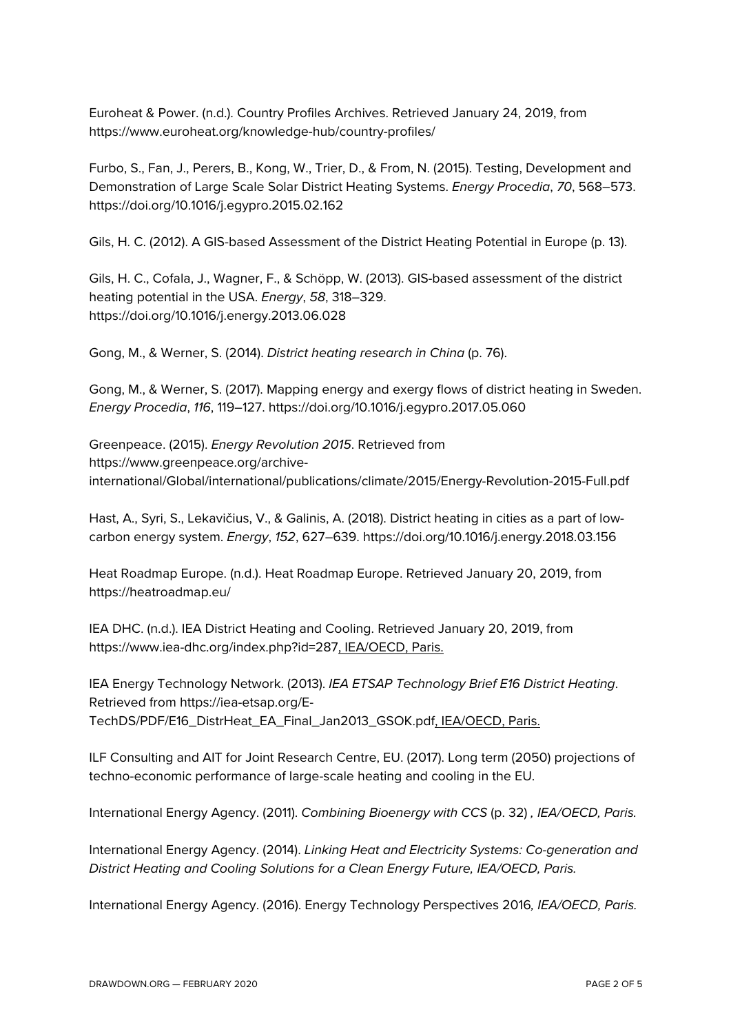Euroheat & Power. (n.d.). Country Profiles Archives. Retrieved January 24, 2019, from https://www.euroheat.org/knowledge-hub/country-profiles/

Furbo, S., Fan, J., Perers, B., Kong, W., Trier, D., & From, N. (2015). Testing, Development and Demonstration of Large Scale Solar District Heating Systems. *Energy Procedia*, *70*, 568–573. https://doi.org/10.1016/j.egypro.2015.02.162

Gils, H. C. (2012). A GIS-based Assessment of the District Heating Potential in Europe (p. 13).

Gils, H. C., Cofala, J., Wagner, F., & Schöpp, W. (2013). GIS-based assessment of the district heating potential in the USA. *Energy*, *58*, 318–329. https://doi.org/10.1016/j.energy.2013.06.028

Gong, M., & Werner, S. (2014). *District heating research in China* (p. 76).

Gong, M., & Werner, S. (2017). Mapping energy and exergy flows of district heating in Sweden. *Energy Procedia*, *116*, 119–127. https://doi.org/10.1016/j.egypro.2017.05.060

Greenpeace. (2015). *Energy Revolution 2015*. Retrieved from https://www.greenpeace.org/archive-international/Global/international/publications/climate/2015/Energy-Revolution-2015-Full.pdf

Hast, A., Syri, S., Lekavičius, V., & Galinis, A. (2018). District heating in cities as a part of low-carbon energy system. *Energy*, *152*, 627–639. https://doi.org/10.1016/j.energy.2018.03.156

Heat Roadmap Europe. (n.d.). Heat Roadmap Europe. Retrieved January 20, 2019, from https://heatroadmap.eu/

IEA DHC. (n.d.). IEA District Heating and Cooling. Retrieved January 20, 2019, from https://www.iea-dhc.org/index.php?id=287, IEA/OECD, Paris.

IEA Energy Technology Network. (2013). *IEA ETSAP Technology Brief E16 District Heating*. Retrieved from https://iea-etsap.org/E-TechDS/PDF/E16_DistrHeat_EA_Final_Jan2013_GSOK.pdf, IEA/OECD, Paris.

ILF Consulting and AIT for Joint Research Centre, EU. (2017). Long term (2050) projections of techno-economic performance of large-scale heating and cooling in the EU.

International Energy Agency. (2011). *Combining Bioenergy with CCS* (p. 32) *, IEA/OECD, Paris.*

International Energy Agency. (2014). *Linking Heat and Electricity Systems: Co-generation and District Heating and Cooling Solutions for a Clean Energy Future, IEA/OECD, Paris.*

International Energy Agency. (2016). Energy Technology Perspectives 2016*, IEA/OECD, Paris.*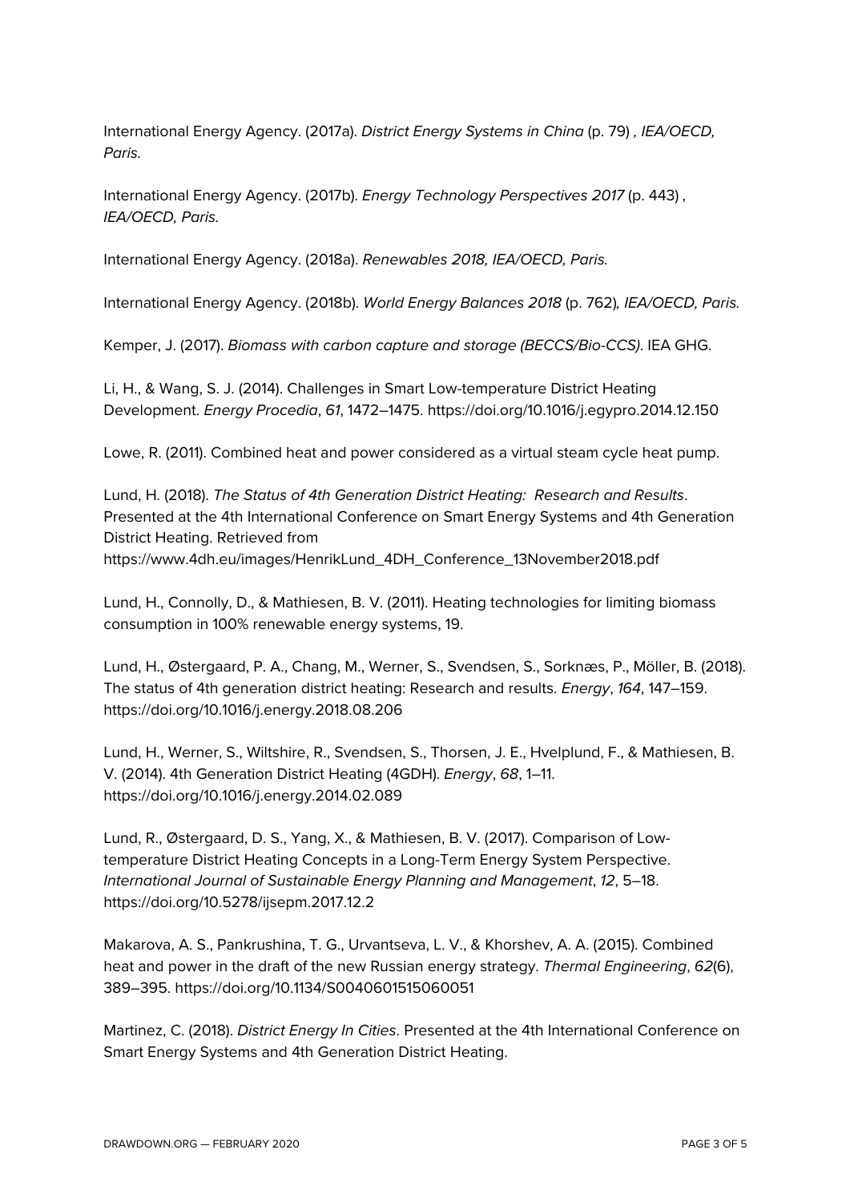International Energy Agency. (2017a). *District Energy Systems in China* (p. 79) *, IEA/OECD, Paris.*

International Energy Agency. (2017b). *Energy Technology Perspectives 2017* (p. 443) *, IEA/OECD, Paris.*

International Energy Agency. (2018a). *Renewables 2018, IEA/OECD, Paris.*

International Energy Agency. (2018b). *World Energy Balances 2018* (p. 762)*, IEA/OECD, Paris.*

Kemper, J. (2017). *Biomass with carbon capture and storage (BECCS/Bio-CCS)*. IEA GHG.

Li, H., & Wang, S. J. (2014). Challenges in Smart Low-temperature District Heating Development. *Energy Procedia*, *61*, 1472–1475. https://doi.org/10.1016/j.egypro.2014.12.150

Lowe, R. (2011). Combined heat and power considered as a virtual steam cycle heat pump.

Lund, H. (2018). *The Status of 4th Generation District Heating: Research and Results*. Presented at the 4th International Conference on Smart Energy Systems and 4th Generation District Heating. Retrieved from https://www.4dh.eu/images/HenrikLund_4DH_Conference_13November2018.pdf

Lund, H., Connolly, D., & Mathiesen, B. V. (2011). Heating technologies for limiting biomass consumption in 100% renewable energy systems, 19.

Lund, H., Østergaard, P. A., Chang, M., Werner, S., Svendsen, S., Sorknæs, P., Möller, B. (2018). The status of 4th generation district heating: Research and results. *Energy*, *164*, 147–159. https://doi.org/10.1016/j.energy.2018.08.206

Lund, H., Werner, S., Wiltshire, R., Svendsen, S., Thorsen, J. E., Hvelplund, F., & Mathiesen, B. V. (2014). 4th Generation District Heating (4GDH). *Energy*, *68*, 1–11. https://doi.org/10.1016/j.energy.2014.02.089

Lund, R., Østergaard, D. S., Yang, X., & Mathiesen, B. V. (2017). Comparison of Low-temperature District Heating Concepts in a Long-Term Energy System Perspective. *International Journal of Sustainable Energy Planning and Management*, *12*, 5–18. https://doi.org/10.5278/ijsepm.2017.12.2

Makarova, A. S., Pankrushina, T. G., Urvantseva, L. V., & Khorshev, A. A. (2015). Combined heat and power in the draft of the new Russian energy strategy. *Thermal Engineering*, *62*(6), 389–395. https://doi.org/10.1134/S0040601515060051

Martinez, C. (2018). *District Energy In Cities*. Presented at the 4th International Conference on Smart Energy Systems and 4th Generation District Heating.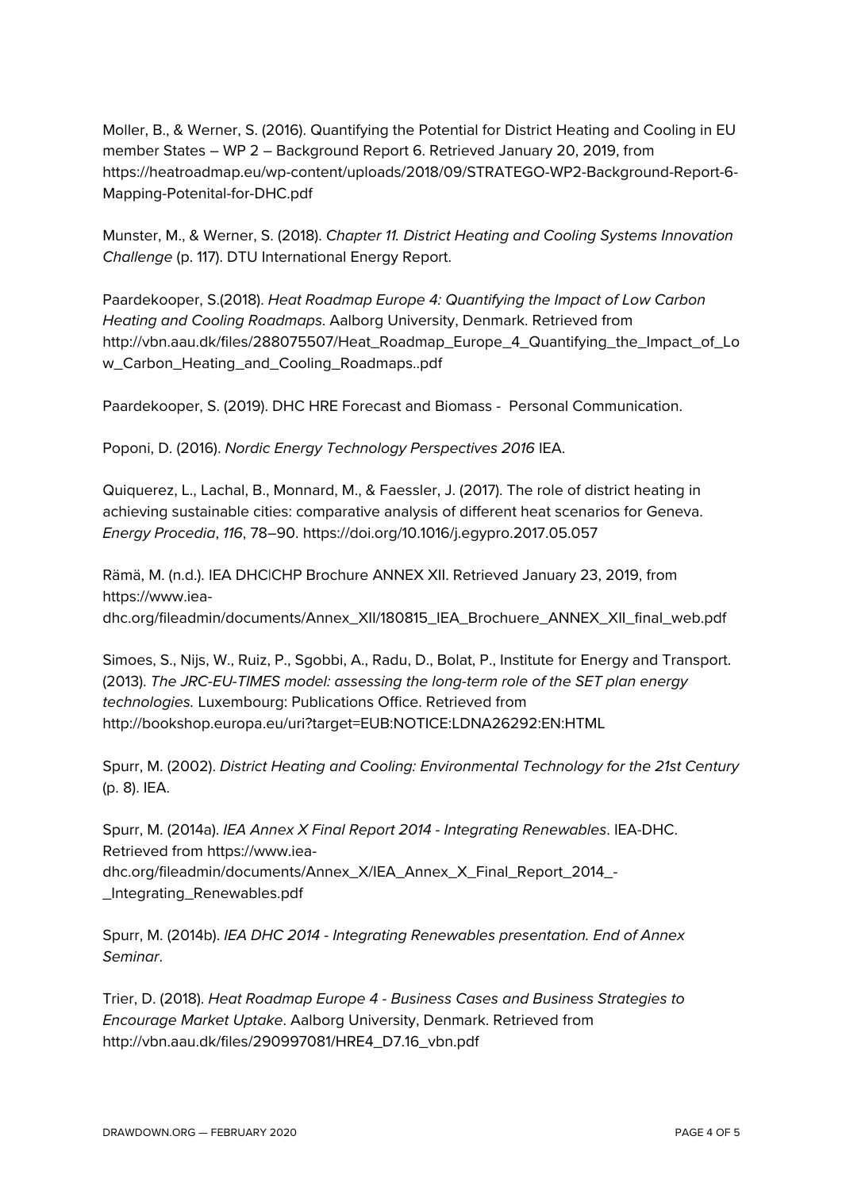Moller, B., & Werner, S. (2016). Quantifying the Potential for District Heating and Cooling in EU member States – WP 2 – Background Report 6. Retrieved January 20, 2019, from https://heatroadmap.eu/wp-content/uploads/2018/09/STRATEGO-WP2-Background-Report-6-Mapping-Potenital-for-DHC.pdf

Munster, M., & Werner, S. (2018). *Chapter 11. District Heating and Cooling Systems Innovation Challenge* (p. 117). DTU International Energy Report.

Paardekooper, S.(2018). *Heat Roadmap Europe 4: Quantifying the Impact of Low Carbon Heating and Cooling Roadmaps*. Aalborg University, Denmark. Retrieved from http://vbn.aau.dk/files/288075507/Heat_Roadmap_Europe_4_Quantifying_the_Impact_of_Low_Carbon_Heating_and_Cooling_Roadmaps..pdf

Paardekooper, S. (2019). DHC HRE Forecast and Biomass - Personal Communication.

Poponi, D. (2016). *Nordic Energy Technology Perspectives 2016* IEA.

Quiquerez, L., Lachal, B., Monnard, M., & Faessler, J. (2017). The role of district heating in achieving sustainable cities: comparative analysis of different heat scenarios for Geneva. *Energy Procedia*, *116*, 78–90. https://doi.org/10.1016/j.egypro.2017.05.057

Rämä, M. (n.d.). IEA DHC|CHP Brochure ANNEX XII. Retrieved January 23, 2019, from https://www.iea-dhc.org/fileadmin/documents/Annex_XII/180815_IEA_Brochuere_ANNEX_XII_final_web.pdf

Simoes, S., Nijs, W., Ruiz, P., Sgobbi, A., Radu, D., Bolat, P., Institute for Energy and Transport. (2013). *The JRC-EU-TIMES model: assessing the long-term role of the SET plan energy technologies.* Luxembourg: Publications Office. Retrieved from http://bookshop.europa.eu/uri?target=EUB:NOTICE:LDNA26292:EN:HTML

Spurr, M. (2002). *District Heating and Cooling: Environmental Technology for the 21st Century* (p. 8). IEA.

Spurr, M. (2014a). *IEA Annex X Final Report 2014 - Integrating Renewables*. IEA-DHC. Retrieved from https://www.iea-dhc.org/fileadmin/documents/Annex_X/IEA_Annex_X_Final_Report_2014_-_Integrating_Renewables.pdf

Spurr, M. (2014b). *IEA DHC 2014 - Integrating Renewables presentation. End of Annex Seminar*.

Trier, D. (2018). *Heat Roadmap Europe 4 - Business Cases and Business Strategies to Encourage Market Uptake*. Aalborg University, Denmark. Retrieved from http://vbn.aau.dk/files/290997081/HRE4_D7.16_vbn.pdf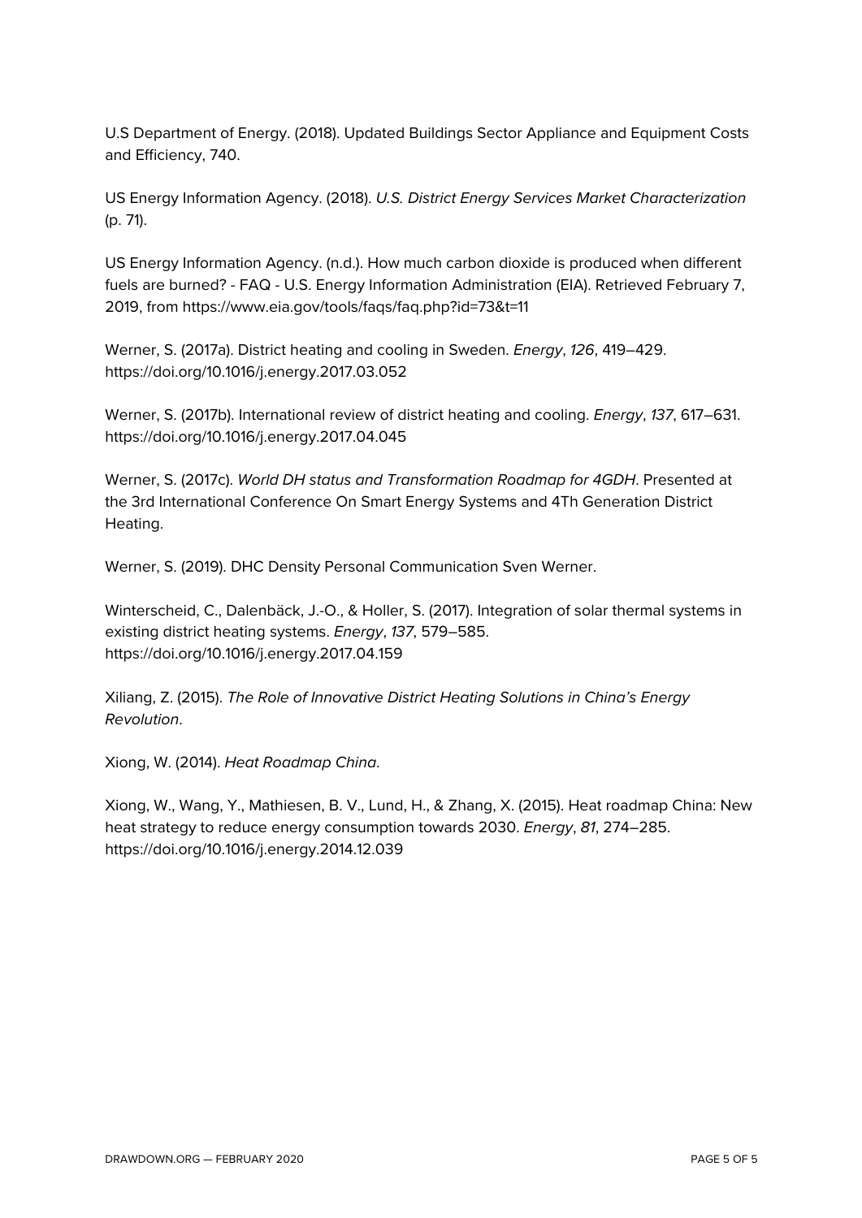U.S Department of Energy. (2018). Updated Buildings Sector Appliance and Equipment Costs and Efficiency, 740.

US Energy Information Agency. (2018). *U.S. District Energy Services Market Characterization* (p. 71).

US Energy Information Agency. (n.d.). How much carbon dioxide is produced when different fuels are burned? - FAQ - U.S. Energy Information Administration (EIA). Retrieved February 7, 2019, from https://www.eia.gov/tools/faqs/faq.php?id=73&t=11

Werner, S. (2017a). District heating and cooling in Sweden. *Energy*, *126*, 419–429. https://doi.org/10.1016/j.energy.2017.03.052

Werner, S. (2017b). International review of district heating and cooling. *Energy*, *137*, 617–631. https://doi.org/10.1016/j.energy.2017.04.045

Werner, S. (2017c). *World DH status and Transformation Roadmap for 4GDH*. Presented at the 3rd International Conference On Smart Energy Systems and 4Th Generation District Heating.

Werner, S. (2019). DHC Density Personal Communication Sven Werner.

Winterscheid, C., Dalenbäck, J.-O., & Holler, S. (2017). Integration of solar thermal systems in existing district heating systems. *Energy*, *137*, 579–585. https://doi.org/10.1016/j.energy.2017.04.159

Xiliang, Z. (2015). *The Role of Innovative District Heating Solutions in China's Energy Revolution*.

Xiong, W. (2014). *Heat Roadmap China*.

Xiong, W., Wang, Y., Mathiesen, B. V., Lund, H., & Zhang, X. (2015). Heat roadmap China: New heat strategy to reduce energy consumption towards 2030. *Energy*, *81*, 274–285. https://doi.org/10.1016/j.energy.2014.12.039